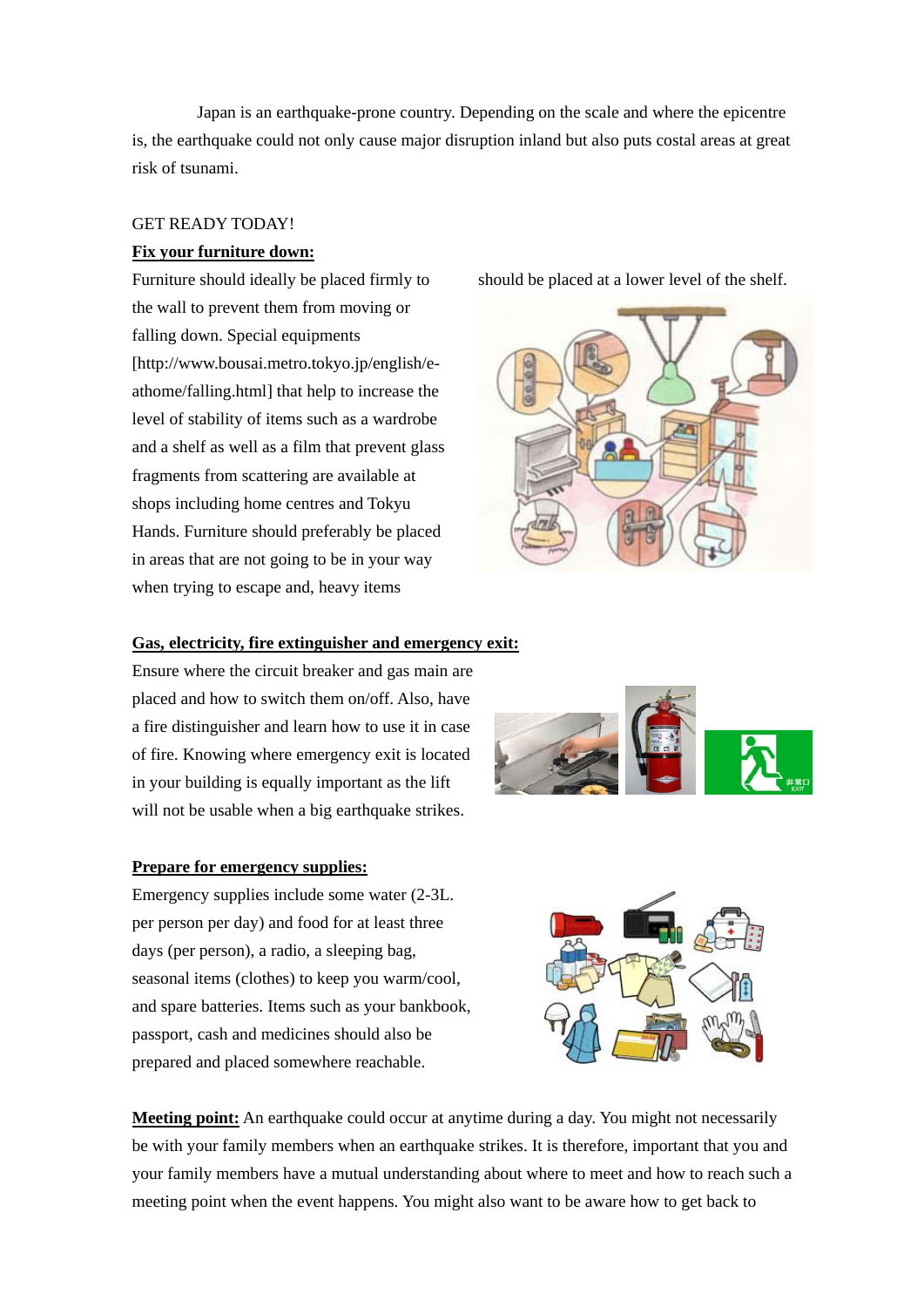Japan is an earthquake-prone country. Depending on the scale and where the epicentre is, the earthquake could not only cause major disruption inland but also puts costal areas at great risk of tsunami.

GET READY TODAY!

**Fix your furniture down:**

Furniture should ideally be placed firmly to the wall to prevent them from moving or falling down. Special equipments [http://www.bousai.metro.tokyo.jp/english/e-athome/falling.html] that help to increase the level of stability of items such as a wardrobe and a shelf as well as a film that prevent glass fragments from scattering are available at shops including home centres and Tokyu Hands. Furniture should preferably be placed in areas that are not going to be in your way when trying to escape and, heavy items should be placed at a lower level of the shelf.

**Gas, electricity, fire extinguisher and emergency exit:**

Ensure where the circuit breaker and gas main are placed and how to switch them on/off. Also, have a fire distinguisher and learn how to use it in case of fire. Knowing where emergency exit is located in your building is equally important as the lift will not be usable when a big earthquake strikes.

**Prepare for emergency supplies:**

Emergency supplies include some water (2-3L. per person per day) and food for at least three days (per person), a radio, a sleeping bag, seasonal items (clothes) to keep you warm/cool, and spare batteries. Items such as your bankbook, passport, cash and medicines should also be prepared and placed somewhere reachable.

**Meeting point:** An earthquake could occur at anytime during a day. You might not necessarily be with your family members when an earthquake strikes. It is therefore, important that you and your family members have a mutual understanding about where to meet and how to reach such a meeting point when the event happens. You might also want to be aware how to get back to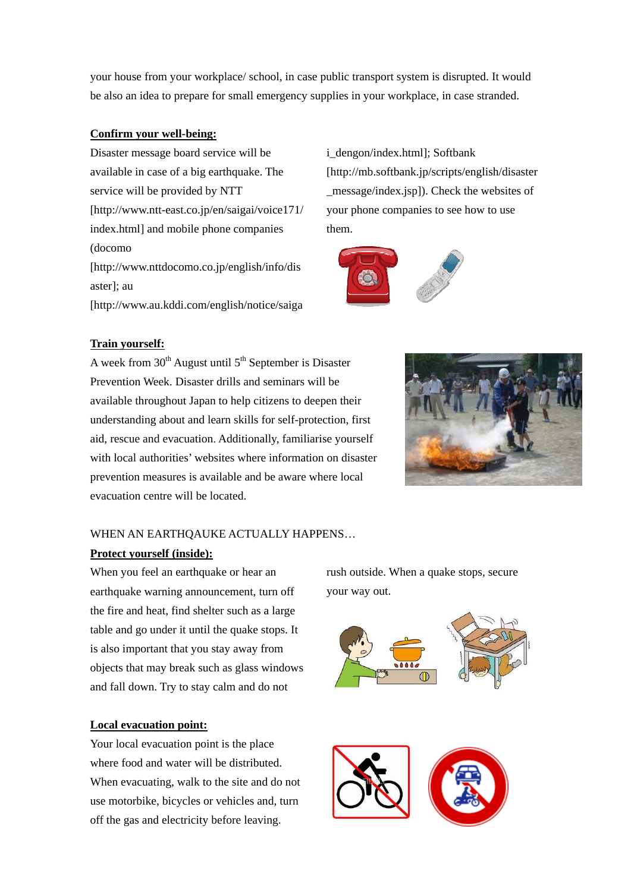your house from your workplace/ school, in case public transport system is disrupted. It would be also an idea to prepare for small emergency supplies in your workplace, in case stranded.

**Confirm your well-being:**

Disaster message board service will be available in case of a big earthquake. The service will be provided by NTT [http://www.ntt-east.co.jp/en/saigai/voice171/index.html] and mobile phone companies (docomo [http://www.nttdocomo.co.jp/english/info/disaster]; au [http://www.au.kddi.com/english/notice/saigai_dengon/index.html]; Softbank [http://mb.softbank.jp/scripts/english/disaster_message/index.jsp]). Check the websites of your phone companies to see how to use them.

**Train yourself:**

A week from 30th August until 5th September is Disaster Prevention Week. Disaster drills and seminars will be available throughout Japan to help citizens to deepen their understanding about and learn skills for self-protection, first aid, rescue and evacuation. Additionally, familiarise yourself with local authorities' websites where information on disaster prevention measures is available and be aware where local evacuation centre will be located.

WHEN AN EARTHQAUKE ACTUALLY HAPPENS…

**Protect yourself (inside):**

When you feel an earthquake or hear an earthquake warning announcement, turn off the fire and heat, find shelter such as a large table and go under it until the quake stops. It is also important that you stay away from objects that may break such as glass windows and fall down. Try to stay calm and do not rush outside. When a quake stops, secure your way out.

**Local evacuation point:**

Your local evacuation point is the place where food and water will be distributed. When evacuating, walk to the site and do not use motorbike, bicycles or vehicles and, turn off the gas and electricity before leaving.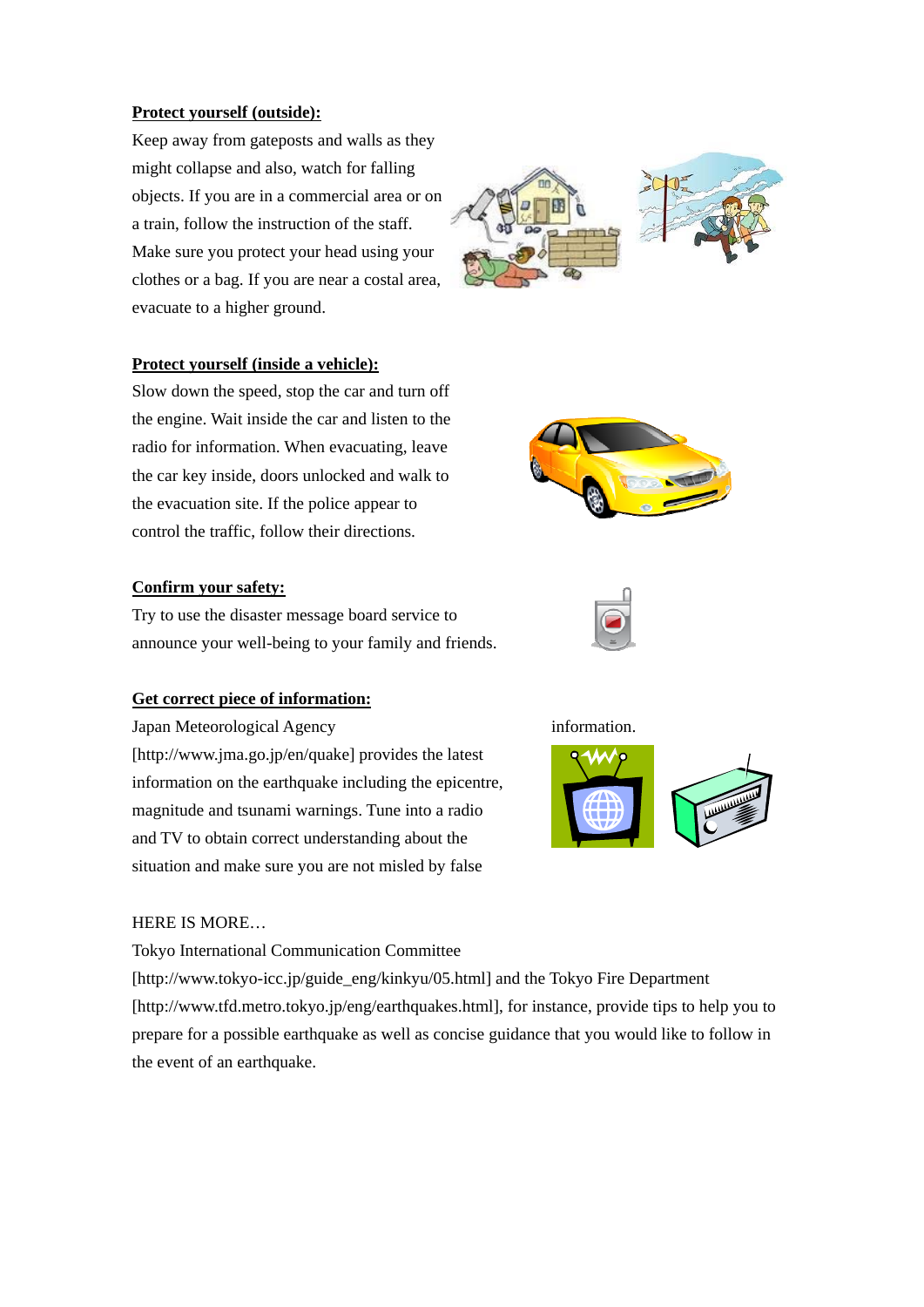**Protect yourself (outside):**

Keep away from gateposts and walls as they might collapse and also, watch for falling objects. If you are in a commercial area or on a train, follow the instruction of the staff. Make sure you protect your head using your clothes or a bag. If you are near a costal area, evacuate to a higher ground.

**Protect yourself (inside a vehicle):**

Slow down the speed, stop the car and turn off the engine. Wait inside the car and listen to the radio for information. When evacuating, leave the car key inside, doors unlocked and walk to the evacuation site. If the police appear to control the traffic, follow their directions.

**Confirm your safety:**

Try to use the disaster message board service to announce your well-being to your family and friends.

**Get correct piece of information:**

Japan Meteorological Agency [http://www.jma.go.jp/en/quake] provides the latest information on the earthquake including the epicentre, magnitude and tsunami warnings. Tune into a radio and TV to obtain correct understanding about the situation and make sure you are not misled by false information.

HERE IS MORE…

Tokyo International Communication Committee [http://www.tokyo-icc.jp/guide_eng/kinkyu/05.html] and the Tokyo Fire Department [http://www.tfd.metro.tokyo.jp/eng/earthquakes.html], for instance, provide tips to help you to prepare for a possible earthquake as well as concise guidance that you would like to follow in the event of an earthquake.